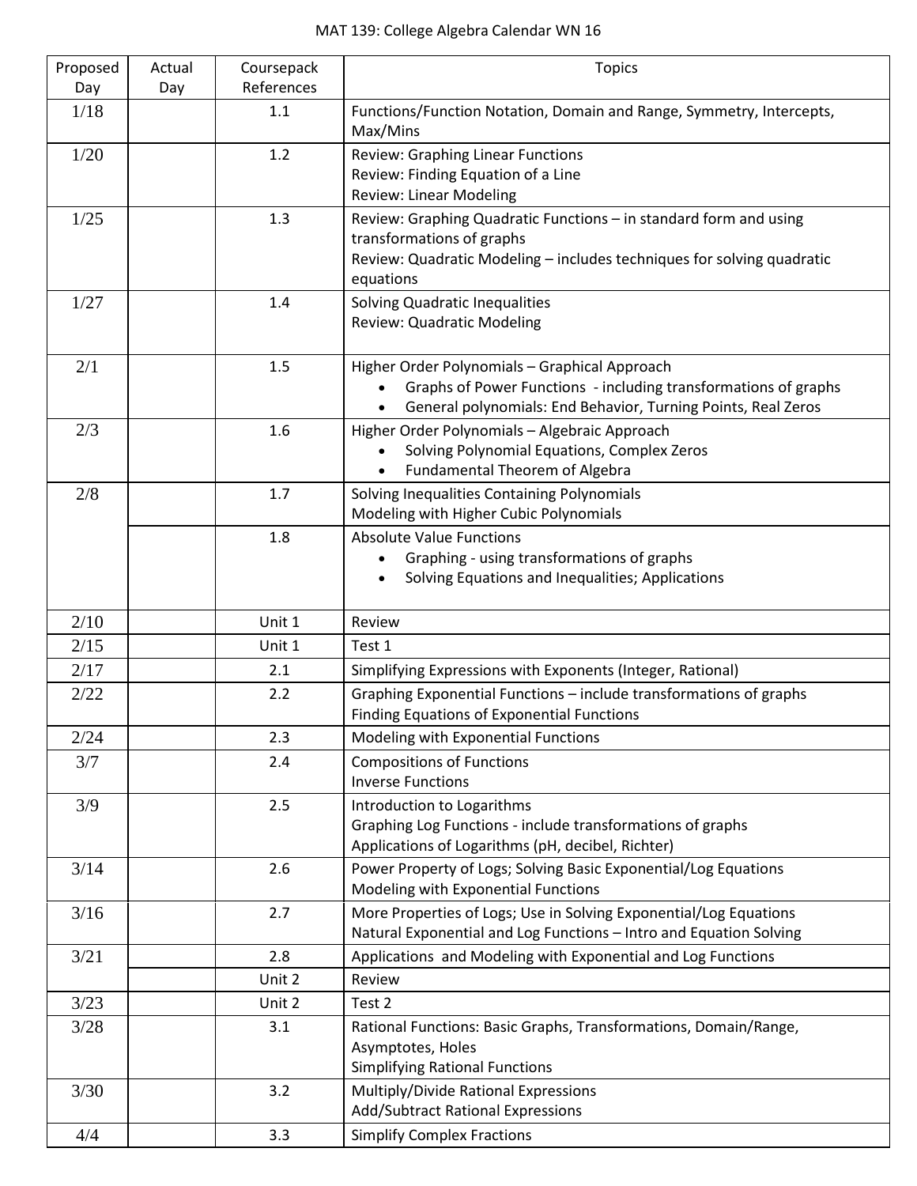# MAT 139: College Algebra Calendar WN 16

| Proposed Day | Actual Day | Coursepack References | Topics |
|---|---|---|---|
| 1/18 | | 1.1 | Functions/Function Notation, Domain and Range, Symmetry, Intercepts, Max/Mins |
| 1/20 | | 1.2 | Review: Graphing Linear Functions<br>Review: Finding Equation of a Line<br>Review: Linear Modeling |
| 1/25 | | 1.3 | Review: Graphing Quadratic Functions – in standard form and using transformations of graphs<br>Review: Quadratic Modeling – includes techniques for solving quadratic equations |
| 1/27 | | 1.4 | Solving Quadratic Inequalities<br>Review: Quadratic Modeling |
| 2/1 | | 1.5 | Higher Order Polynomials – Graphical Approach<br>• Graphs of Power Functions - including transformations of graphs<br>• General polynomials: End Behavior, Turning Points, Real Zeros |
| 2/3 | | 1.6 | Higher Order Polynomials – Algebraic Approach<br>• Solving Polynomial Equations, Complex Zeros<br>• Fundamental Theorem of Algebra |
| 2/8 | | 1.7 | Solving Inequalities Containing Polynomials<br>Modeling with Higher Cubic Polynomials |
| | | 1.8 | Absolute Value Functions<br>• Graphing - using transformations of graphs<br>• Solving Equations and Inequalities; Applications |
| 2/10 | | Unit 1 | Review |
| 2/15 | | Unit 1 | Test 1 |
| 2/17 | | 2.1 | Simplifying Expressions with Exponents (Integer, Rational) |
| 2/22 | | 2.2 | Graphing Exponential Functions – include transformations of graphs<br>Finding Equations of Exponential Functions |
| 2/24 | | 2.3 | Modeling with Exponential Functions |
| 3/7 | | 2.4 | Compositions of Functions<br>Inverse Functions |
| 3/9 | | 2.5 | Introduction to Logarithms<br>Graphing Log Functions - include transformations of graphs<br>Applications of Logarithms (pH, decibel, Richter) |
| 3/14 | | 2.6 | Power Property of Logs; Solving Basic Exponential/Log Equations<br>Modeling with Exponential Functions |
| 3/16 | | 2.7 | More Properties of Logs; Use in Solving Exponential/Log Equations<br>Natural Exponential and Log Functions – Intro and Equation Solving |
| 3/21 | | 2.8 | Applications and Modeling with Exponential and Log Functions |
| | | Unit 2 | Review |
| 3/23 | | Unit 2 | Test 2 |
| 3/28 | | 3.1 | Rational Functions: Basic Graphs, Transformations, Domain/Range, Asymptotes, Holes<br>Simplifying Rational Functions |
| 3/30 | | 3.2 | Multiply/Divide Rational Expressions<br>Add/Subtract Rational Expressions |
| 4/4 | | 3.3 | Simplify Complex Fractions |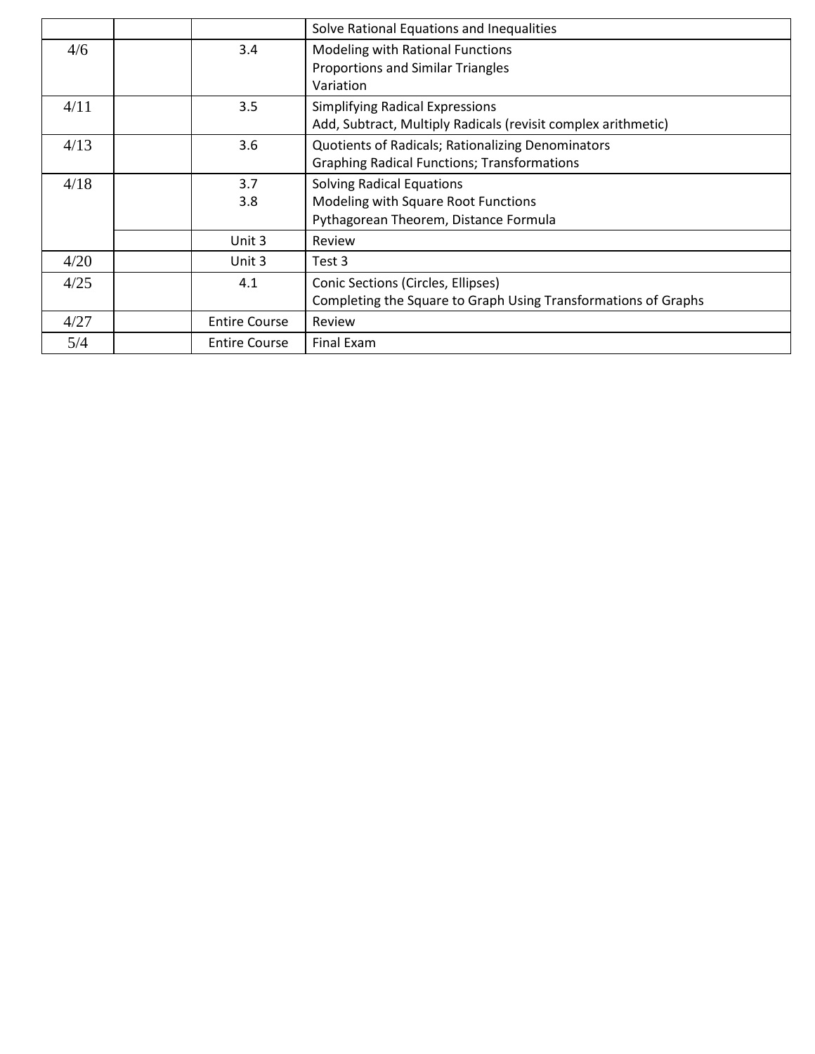| | | | |
|---|---|---|---|
| | | | Solve Rational Equations and Inequalities |
| 4/6 | | 3.4 | Modeling with Rational Functions<br>Proportions and Similar Triangles<br>Variation |
| 4/11 | | 3.5 | Simplifying Radical Expressions<br>Add, Subtract, Multiply Radicals (revisit complex arithmetic) |
| 4/13 | | 3.6 | Quotients of Radicals; Rationalizing Denominators<br>Graphing Radical Functions; Transformations |
| 4/18 | | 3.7<br>3.8 | Solving Radical Equations<br>Modeling with Square Root Functions<br>Pythagorean Theorem, Distance Formula |
| | | Unit 3 | Review |
| 4/20 | | Unit 3 | Test 3 |
| 4/25 | | 4.1 | Conic Sections (Circles, Ellipses)<br>Completing the Square to Graph Using Transformations of Graphs |
| 4/27 | | Entire Course | Review |
| 5/4 | | Entire Course | Final Exam |